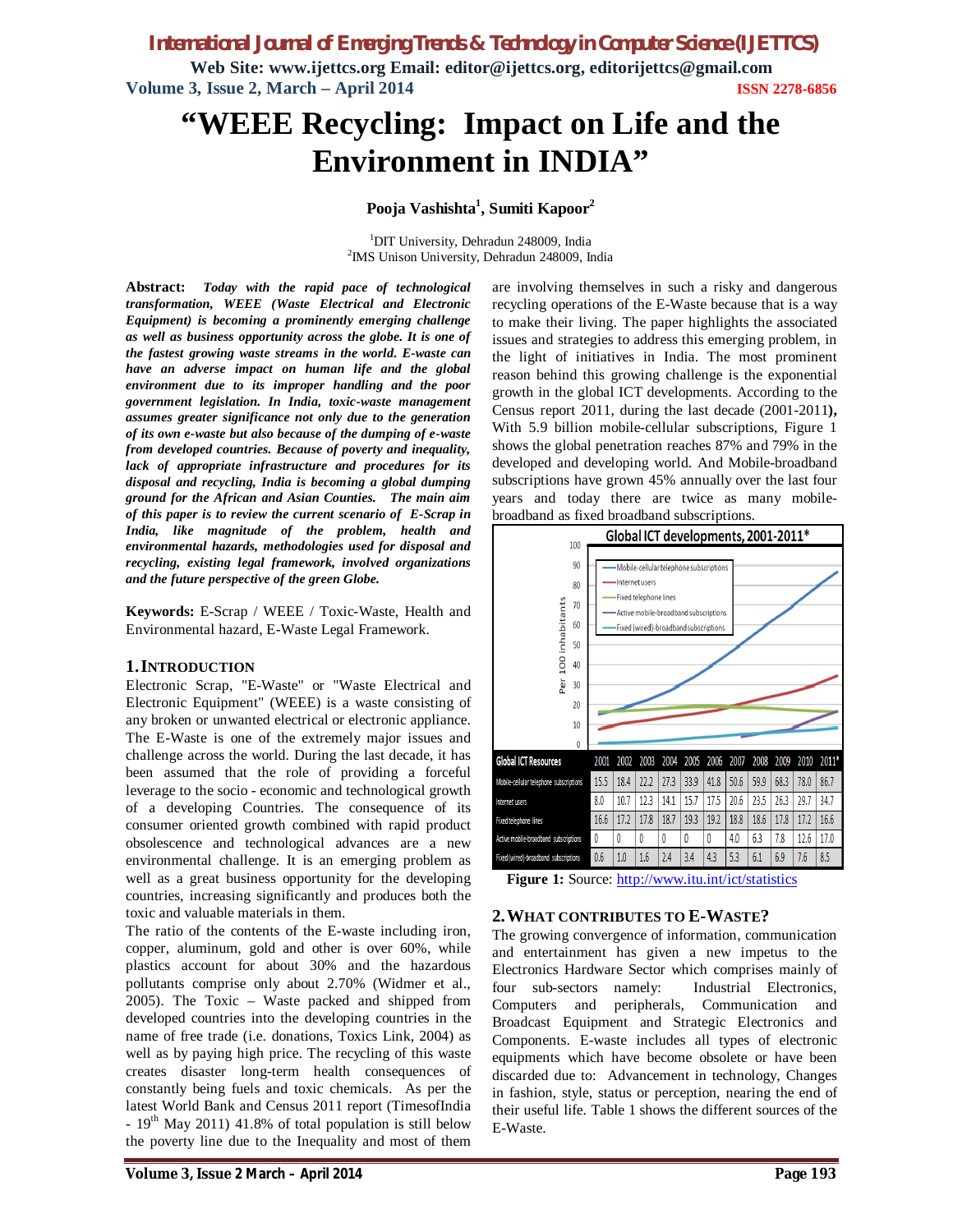# "WEEE Recycling: Impact on Life and the Environment in INDIA"

**Pooja Vashishta[1], Sumiti Kapoor[2]**

[1]DIT University, Dehradun 248009, India
[2]IMS Unison University, Dehradun 248009, India

**Abstract:** ***Today with the rapid pace of technological transformation, WEEE (Waste Electrical and Electronic Equipment) is becoming a prominently emerging challenge as well as business opportunity across the globe. It is one of the fastest growing waste streams in the world. E-waste can have an adverse impact on human life and the global environment due to its improper handling and the poor government legislation. In India, toxic-waste management assumes greater significance not only due to the generation of its own e-waste but also because of the dumping of e-waste from developed countries. Because of poverty and inequality, lack of appropriate infrastructure and procedures for its disposal and recycling, India is becoming a global dumping ground for the African and Asian Counties. The main aim of this paper is to review the current scenario of E-Scrap in India, like magnitude of the problem, health and environmental hazards, methodologies used for disposal and recycling, existing legal framework, involved organizations and the future perspective of the green Globe.***

**Keywords:** E-Scrap / WEEE / Toxic-Waste, Health and Environmental hazard, E-Waste Legal Framework.

## 1. INTRODUCTION

Electronic Scrap, "E-Waste" or "Waste Electrical and Electronic Equipment" (WEEE) is a waste consisting of any broken or unwanted electrical or electronic appliance. The E-Waste is one of the extremely major issues and challenge across the world. During the last decade, it has been assumed that the role of providing a forceful leverage to the socio - economic and technological growth of a developing Countries. The consequence of its consumer oriented growth combined with rapid product obsolescence and technological advances are a new environmental challenge. It is an emerging problem as well as a great business opportunity for the developing countries, increasing significantly and produces both the toxic and valuable materials in them.

The ratio of the contents of the E-waste including iron, copper, aluminum, gold and other is over 60%, while plastics account for about 30% and the hazardous pollutants comprise only about 2.70% (Widmer et al., 2005). The Toxic – Waste packed and shipped from developed countries into the developing countries in the name of free trade (i.e. donations, Toxics Link, 2004) as well as by paying high price. The recycling of this waste creates disaster long-term health consequences of constantly being fuels and toxic chemicals. As per the latest World Bank and Census 2011 report (TimesofIndia - 19th May 2011) 41.8% of total population is still below the poverty line due to the Inequality and most of them are involving themselves in such a risky and dangerous recycling operations of the E-Waste because that is a way to make their living. The paper highlights the associated issues and strategies to address this emerging problem, in the light of initiatives in India. The most prominent reason behind this growing challenge is the exponential growth in the global ICT developments. According to the Census report 2011, during the last decade (2001-2011**),** With 5.9 billion mobile-cellular subscriptions, Figure 1 shows the global penetration reaches 87% and 79% in the developed and developing world. And Mobile-broadband subscriptions have grown 45% annually over the last four years and today there are twice as many mobile-broadband as fixed broadband subscriptions.

**Global ICT developments, 2001-2011***

| Global ICT Resources | 2001 | 2002 | 2003 | 2004 | 2005 | 2006 | 2007 | 2008 | 2009 | 2010 | 2011* |
|---|---|---|---|---|---|---|---|---|---|---|---|
| Mobile-cellular telephone subscriptions | 15.5 | 18.4 | 22.2 | 27.3 | 33.9 | 41.8 | 50.6 | 59.9 | 68.3 | 78.0 | 86.7 |
| Internet users | 8.0 | 10.7 | 12.3 | 14.1 | 15.7 | 17.5 | 20.6 | 23.5 | 26.3 | 29.7 | 34.7 |
| Fixed telephone lines | 16.6 | 17.2 | 17.8 | 18.7 | 19.3 | 19.2 | 18.8 | 18.6 | 17.8 | 17.2 | 16.6 |
| Active mobile-broadband subscriptions | 0 | 0 | 0 | 0 | 0 | 0 | 4.0 | 6.3 | 7.8 | 12.6 | 17.0 |
| Fixed (wired)-broadband subscriptions | 0.6 | 1.0 | 1.6 | 2.4 | 3.4 | 4.3 | 5.3 | 6.1 | 6.9 | 7.6 | 8.5 |

**Figure 1:** Source: http://www.itu.int/ict/statistics

## 2. WHAT CONTRIBUTES TO E-WASTE?

The growing convergence of information, communication and entertainment has given a new impetus to the Electronics Hardware Sector which comprises mainly of four sub-sectors namely: Industrial Electronics, Computers and peripherals, Communication and Broadcast Equipment and Strategic Electronics and Components. E-waste includes all types of electronic equipments which have become obsolete or have been discarded due to: Advancement in technology, Changes in fashion, style, status or perception, nearing the end of their useful life. Table 1 shows the different sources of the E-Waste.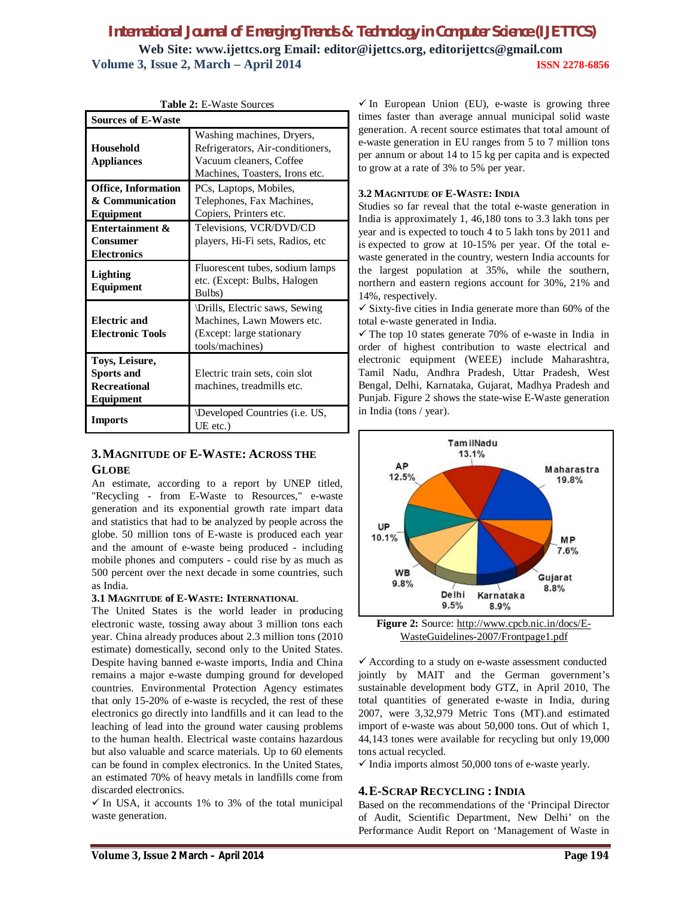**Table 2:** E-Waste Sources

| Sources of E-Waste | |
|---|---|
| **Household Appliances** | Washing machines, Dryers, Refrigerators, Air-conditioners, Vacuum cleaners, Coffee Machines, Toasters, Irons etc. |
| **Office, Information & Communication Equipment** | PCs, Laptops, Mobiles, Telephones, Fax Machines, Copiers, Printers etc. |
| **Entertainment & Consumer Electronics** | Televisions, VCR/DVD/CD players, Hi-Fi sets, Radios, etc |
| **Lighting Equipment** | Fluorescent tubes, sodium lamps etc. (Except: Bulbs, Halogen Bulbs) |
| **Electric and Electronic Tools** | \Drills, Electric saws, Sewing Machines, Lawn Mowers etc. (Except: large stationary tools/machines) |
| **Toys, Leisure, Sports and Recreational Equipment** | Electric train sets, coin slot machines, treadmills etc. |
| **Imports** | \Developed Countries (i.e. US, UE etc.) |

## 3. Magnitude of E-Waste: Across the Globe

An estimate, according to a report by UNEP titled, "Recycling - from E-Waste to Resources," e-waste generation and its exponential growth rate impart data and statistics that had to be analyzed by people across the globe. 50 million tons of E-waste is produced each year and the amount of e-waste being produced - including mobile phones and computers - could rise by as much as 500 percent over the next decade in some countries, such as India.

### 3.1 Magnitude of E-Waste: International

The United States is the world leader in producing electronic waste, tossing away about 3 million tons each year. China already produces about 2.3 million tons (2010 estimate) domestically, second only to the United States. Despite having banned e-waste imports, India and China remains a major e-waste dumping ground for developed countries. Environmental Protection Agency estimates that only 15-20% of e-waste is recycled, the rest of these electronics go directly into landfills and it can lead to the leaching of lead into the ground water causing problems to the human health. Electrical waste contains hazardous but also valuable and scarce materials. Up to 60 elements can be found in complex electronics. In the United States, an estimated 70% of heavy metals in landfills come from discarded electronics.

✓ In USA, it accounts 1% to 3% of the total municipal waste generation.

✓ In European Union (EU), e-waste is growing three times faster than average annual municipal solid waste generation. A recent source estimates that total amount of e-waste generation in EU ranges from 5 to 7 million tons per annum or about 14 to 15 kg per capita and is expected to grow at a rate of 3% to 5% per year.

### 3.2 Magnitude of E-Waste: India

Studies so far reveal that the total e-waste generation in India is approximately 1, 46,180 tons to 3.3 lakh tons per year and is expected to touch 4 to 5 lakh tons by 2011 and is expected to grow at 10-15% per year. Of the total e-waste generated in the country, western India accounts for the largest population at 35%, while the southern, northern and eastern regions account for 30%, 21% and 14%, respectively.

✓ Sixty-five cities in India generate more than 60% of the total e-waste generated in India.

✓ The top 10 states generate 70% of e-waste in India in order of highest contribution to waste electrical and electronic equipment (WEEE) include Maharashtra, Tamil Nadu, Andhra Pradesh, Uttar Pradesh, West Bengal, Delhi, Karnataka, Gujarat, Madhya Pradesh and Punjab. Figure 2 shows the state-wise E-Waste generation in India (tons / year).

TamilNadu 13.1%
AP 12.5%
Maharastra 19.8%
UP 10.1%
MP 7.6%
WB 9.8%
Gujarat 8.8%
Delhi 9.5%
Karnataka 8.9%

**Figure 2:** Source: http://www.cpcb.nic.in/docs/E-WasteGuidelines-2007/Frontpage1.pdf

✓ According to a study on e-waste assessment conducted jointly by MAIT and the German government's sustainable development body GTZ, in April 2010, The total quantities of generated e-waste in India, during 2007, were 3,32,979 Metric Tons (MT).and estimated import of e-waste was about 50,000 tons. Out of which 1, 44,143 tones were available for recycling but only 19,000 tons actual recycled.

✓ India imports almost 50,000 tons of e-waste yearly.

## 4. E-Scrap Recycling : India

Based on the recommendations of the 'Principal Director of Audit, Scientific Department, New Delhi' on the Performance Audit Report on 'Management of Waste in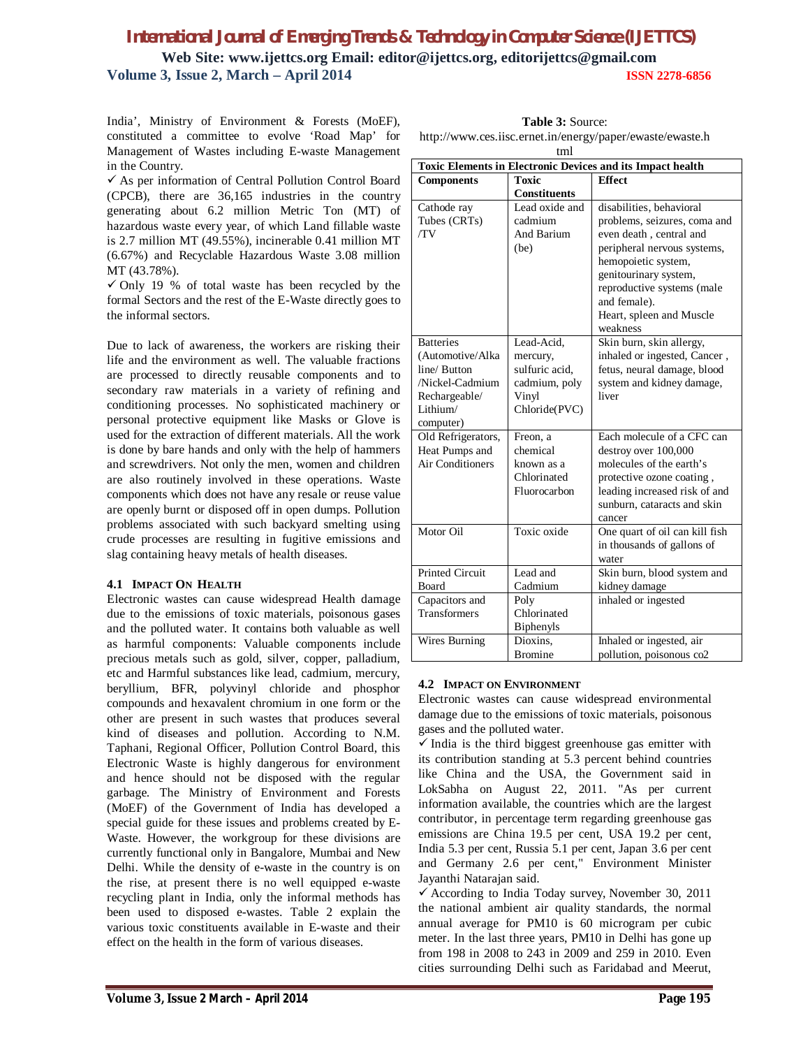India', Ministry of Environment & Forests (MoEF), constituted a committee to evolve 'Road Map' for Management of Wastes including E-waste Management in the Country.

✓ As per information of Central Pollution Control Board (CPCB), there are 36,165 industries in the country generating about 6.2 million Metric Ton (MT) of hazardous waste every year, of which Land fillable waste is 2.7 million MT (49.55%), incinerable 0.41 million MT (6.67%) and Recyclable Hazardous Waste 3.08 million MT (43.78%).

✓ Only 19 % of total waste has been recycled by the formal Sectors and the rest of the E-Waste directly goes to the informal sectors.

Due to lack of awareness, the workers are risking their life and the environment as well. The valuable fractions are processed to directly reusable components and to secondary raw materials in a variety of refining and conditioning processes. No sophisticated machinery or personal protective equipment like Masks or Glove is used for the extraction of different materials. All the work is done by bare hands and only with the help of hammers and screwdrivers. Not only the men, women and children are also routinely involved in these operations. Waste components which does not have any resale or reuse value are openly burnt or disposed off in open dumps. Pollution problems associated with such backyard smelting using crude processes are resulting in fugitive emissions and slag containing heavy metals of health diseases.

### 4.1 Impact On Health

Electronic wastes can cause widespread Health damage due to the emissions of toxic materials, poisonous gases and the polluted water. It contains both valuable as well as harmful components: Valuable components include precious metals such as gold, silver, copper, palladium, etc and Harmful substances like lead, cadmium, mercury, beryllium, BFR, polyvinyl chloride and phosphor compounds and hexavalent chromium in one form or the other are present in such wastes that produces several kind of diseases and pollution. According to N.M. Taphani, Regional Officer, Pollution Control Board, this Electronic Waste is highly dangerous for environment and hence should not be disposed with the regular garbage. The Ministry of Environment and Forests (MoEF) of the Government of India has developed a special guide for these issues and problems created by E-Waste. However, the workgroup for these divisions are currently functional only in Bangalore, Mumbai and New Delhi. While the density of e-waste in the country is on the rise, at present there is no well equipped e-waste recycling plant in India, only the informal methods has been used to disposed e-wastes. Table 2 explain the various toxic constituents available in E-waste and their effect on the health in the form of various diseases.

**Table 3:** Source: http://www.ces.iisc.ernet.in/energy/paper/ewaste/ewaste.html

| Toxic Elements in Electronic Devices and its Impact health | | |
|---|---|---|
| **Components** | **Toxic Constituents** | **Effect** |
| Cathode ray Tubes (CRTs) /TV | Lead oxide and cadmium And Barium (be) | disabilities, behavioral problems, seizures, coma and even death , central and peripheral nervous systems, hemopoietic system, genitourinary system, reproductive systems (male and female). Heart, spleen and Muscle weakness |
| Batteries (Automotive/Alkaline/ Button /Nickel-Cadmium Rechargeable/ Lithium/ computer) | Lead-Acid, mercury, sulfuric acid, cadmium, poly Vinyl Chloride(PVC) | Skin burn, skin allergy, inhaled or ingested, Cancer , fetus, neural damage, blood system and kidney damage, liver |
| Old Refrigerators, Heat Pumps and Air Conditioners | Freon, a chemical known as a Chlorinated Fluorocarbon | Each molecule of a CFC can destroy over 100,000 molecules of the earth's protective ozone coating , leading increased risk of and sunburn, cataracts and skin cancer |
| Motor Oil | Toxic oxide | One quart of oil can kill fish in thousands of gallons of water |
| Printed Circuit Board | Lead and Cadmium | Skin burn, blood system and kidney damage |
| Capacitors and Transformers | Poly Chlorinated Biphenyls | inhaled or ingested |
| Wires Burning | Dioxins, Bromine | Inhaled or ingested, air pollution, poisonous co2 |

### 4.2 Impact on Environment

Electronic wastes can cause widespread environmental damage due to the emissions of toxic materials, poisonous gases and the polluted water.

✓ India is the third biggest greenhouse gas emitter with its contribution standing at 5.3 percent behind countries like China and the USA, the Government said in LokSabha on August 22, 2011. "As per current information available, the countries which are the largest contributor, in percentage term regarding greenhouse gas emissions are China 19.5 per cent, USA 19.2 per cent, India 5.3 per cent, Russia 5.1 per cent, Japan 3.6 per cent and Germany 2.6 per cent," Environment Minister Jayanthi Natarajan said.

✓ According to India Today survey, November 30, 2011 the national ambient air quality standards, the normal annual average for PM10 is 60 microgram per cubic meter. In the last three years, PM10 in Delhi has gone up from 198 in 2008 to 243 in 2009 and 259 in 2010. Even cities surrounding Delhi such as Faridabad and Meerut,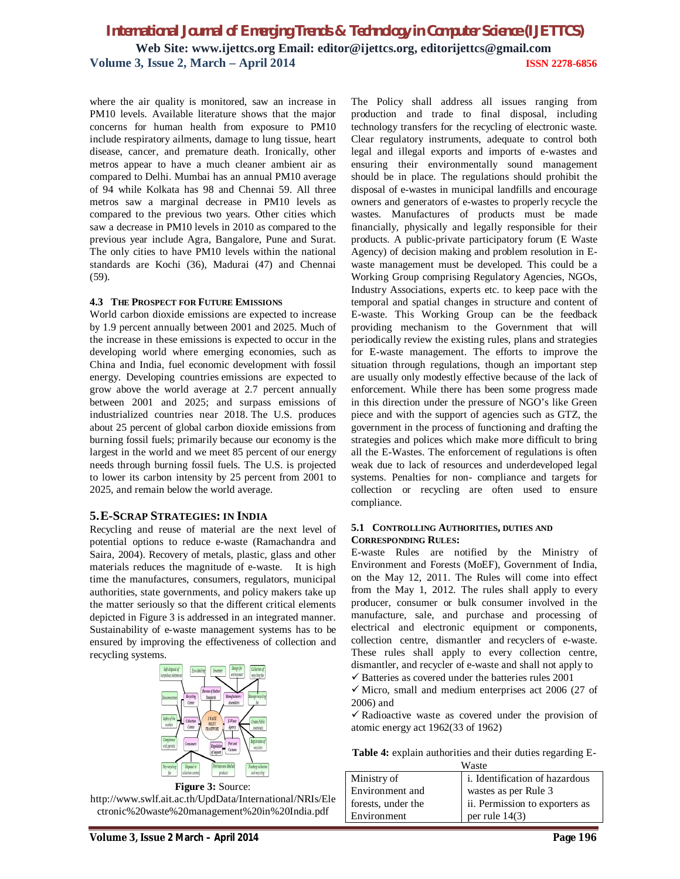where the air quality is monitored, saw an increase in PM10 levels. Available literature shows that the major concerns for human health from exposure to PM10 include respiratory ailments, damage to lung tissue, heart disease, cancer, and premature death. Ironically, other metros appear to have a much cleaner ambient air as compared to Delhi. Mumbai has an annual PM10 average of 94 while Kolkata has 98 and Chennai 59. All three metros saw a marginal decrease in PM10 levels as compared to the previous two years. Other cities which saw a decrease in PM10 levels in 2010 as compared to the previous year include Agra, Bangalore, Pune and Surat. The only cities to have PM10 levels within the national standards are Kochi (36), Madurai (47) and Chennai (59).

### 4.3 THE PROSPECT FOR FUTURE EMISSIONS

World carbon dioxide emissions are expected to increase by 1.9 percent annually between 2001 and 2025. Much of the increase in these emissions is expected to occur in the developing world where emerging economies, such as China and India, fuel economic development with fossil energy. Developing countries emissions are expected to grow above the world average at 2.7 percent annually between 2001 and 2025; and surpass emissions of industrialized countries near 2018. The U.S. produces about 25 percent of global carbon dioxide emissions from burning fossil fuels; primarily because our economy is the largest in the world and we meet 85 percent of our energy needs through burning fossil fuels. The U.S. is projected to lower its carbon intensity by 25 percent from 2001 to 2025, and remain below the world average.

## 5. E-SCRAP STRATEGIES: IN INDIA

Recycling and reuse of material are the next level of potential options to reduce e-waste (Ramachandra and Saira, 2004). Recovery of metals, plastic, glass and other materials reduces the magnitude of e-waste. It is high time the manufactures, consumers, regulators, municipal authorities, state governments, and policy makers take up the matter seriously so that the different critical elements depicted in Figure 3 is addressed in an integrated manner. Sustainability of e-waste management systems has to be ensured by improving the effectiveness of collection and recycling systems.

**Figure 3:** Source: http://www.swlf.ait.ac.th/UpdData/International/NRIs/Electronic%20waste%20management%20in%20India.pdf

The Policy shall address all issues ranging from production and trade to final disposal, including technology transfers for the recycling of electronic waste. Clear regulatory instruments, adequate to control both legal and illegal exports and imports of e-wastes and ensuring their environmentally sound management should be in place. The regulations should prohibit the disposal of e-wastes in municipal landfills and encourage owners and generators of e-wastes to properly recycle the wastes. Manufactures of products must be made financially, physically and legally responsible for their products. A public-private participatory forum (E Waste Agency) of decision making and problem resolution in E-waste management must be developed. This could be a Working Group comprising Regulatory Agencies, NGOs, Industry Associations, experts etc. to keep pace with the temporal and spatial changes in structure and content of E-waste. This Working Group can be the feedback providing mechanism to the Government that will periodically review the existing rules, plans and strategies for E-waste management. The efforts to improve the situation through regulations, though an important step are usually only modestly effective because of the lack of enforcement. While there has been some progress made in this direction under the pressure of NGO's like Green piece and with the support of agencies such as GTZ, the government in the process of functioning and drafting the strategies and polices which make more difficult to bring all the E-Wastes. The enforcement of regulations is often weak due to lack of resources and underdeveloped legal systems. Penalties for non- compliance and targets for collection or recycling are often used to ensure compliance.

### 5.1 CONTROLLING AUTHORITIES, DUTIES AND CORRESPONDING RULES:

E-waste Rules are notified by the Ministry of Environment and Forests (MoEF), Government of India, on the May 12, 2011. The Rules will come into effect from the May 1, 2012. The rules shall apply to every producer, consumer or bulk consumer involved in the manufacture, sale, and purchase and processing of electrical and electronic equipment or components, collection centre, dismantler and recyclers of e-waste. These rules shall apply to every collection centre, dismantler, and recycler of e-waste and shall not apply to

- ✓ Batteries as covered under the batteries rules 2001
- ✓ Micro, small and medium enterprises act 2006 (27 of 2006) and
- ✓ Radioactive waste as covered under the provision of atomic energy act 1962(33 of 1962)

**Table 4:** explain authorities and their duties regarding E-Waste

| | |
|---|---|
| Ministry of Environment and forests, under the Environment | i. Identification of hazardous wastes as per Rule 3<br>ii. Permission to exporters as per rule 14(3) |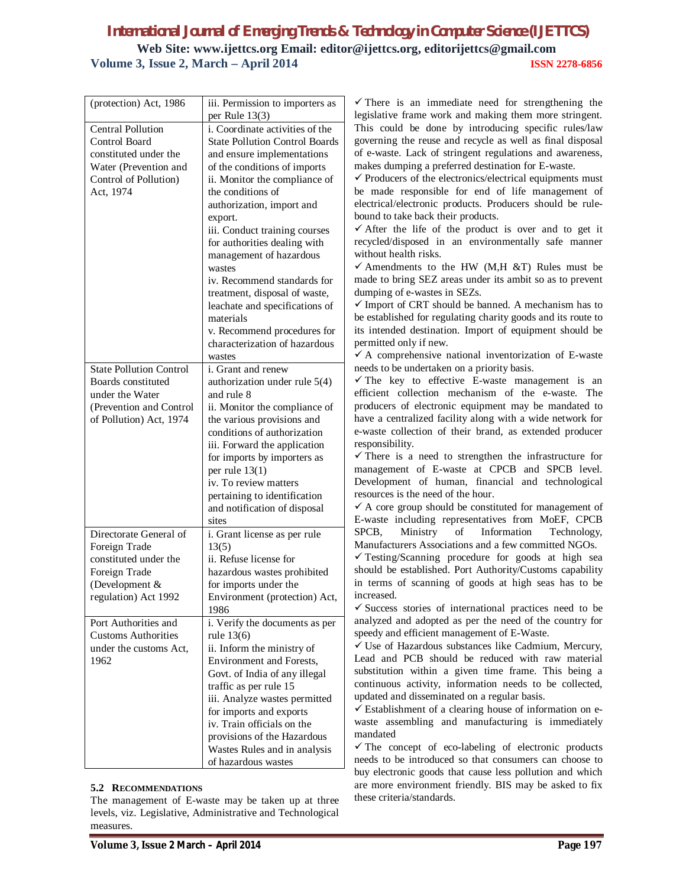| | |
|---|---|
| (protection) Act, 1986 | iii. Permission to importers as per Rule 13(3) |
| Central Pollution Control Board constituted under the Water (Prevention and Control of Pollution) Act, 1974 | i. Coordinate activities of the State Pollution Control Boards and ensure implementations of the conditions of imports<br>ii. Monitor the compliance of the conditions of authorization, import and export.<br>iii. Conduct training courses for authorities dealing with management of hazardous wastes<br>iv. Recommend standards for treatment, disposal of waste, leachate and specifications of materials<br>v. Recommend procedures for characterization of hazardous wastes |
| State Pollution Control Boards constituted under the Water (Prevention and Control of Pollution) Act, 1974 | i. Grant and renew authorization under rule 5(4) and rule 8<br>ii. Monitor the compliance of the various provisions and conditions of authorization<br>iii. Forward the application for imports by importers as per rule 13(1)<br>iv. To review matters pertaining to identification and notification of disposal sites |
| Directorate General of Foreign Trade constituted under the Foreign Trade (Development & regulation) Act 1992 | i. Grant license as per rule 13(5)<br>ii. Refuse license for hazardous wastes prohibited for imports under the Environment (protection) Act, 1986 |
| Port Authorities and Customs Authorities under the customs Act, 1962 | i. Verify the documents as per rule 13(6)<br>ii. Inform the ministry of Environment and Forests, Govt. of India of any illegal traffic as per rule 15<br>iii. Analyze wastes permitted for imports and exports<br>iv. Train officials on the provisions of the Hazardous Wastes Rules and in analysis of hazardous wastes |

### 5.2 Recommendations

The management of E-waste may be taken up at three levels, viz. Legislative, Administrative and Technological measures.

✓ There is an immediate need for strengthening the legislative frame work and making them more stringent. This could be done by introducing specific rules/law governing the reuse and recycle as well as final disposal of e-waste. Lack of stringent regulations and awareness, makes dumping a preferred destination for E-waste.

✓ Producers of the electronics/electrical equipments must be made responsible for end of life management of electrical/electronic products. Producers should be rule-bound to take back their products.

✓ After the life of the product is over and to get it recycled/disposed in an environmentally safe manner without health risks.

✓ Amendments to the HW (M,H &T) Rules must be made to bring SEZ areas under its ambit so as to prevent dumping of e-wastes in SEZs.

✓ Import of CRT should be banned. A mechanism has to be established for regulating charity goods and its route to its intended destination. Import of equipment should be permitted only if new.

✓ A comprehensive national inventorization of E-waste needs to be undertaken on a priority basis.

✓ The key to effective E-waste management is an efficient collection mechanism of the e-waste. The producers of electronic equipment may be mandated to have a centralized facility along with a wide network for e-waste collection of their brand, as extended producer responsibility.

✓ There is a need to strengthen the infrastructure for management of E-waste at CPCB and SPCB level. Development of human, financial and technological resources is the need of the hour.

✓ A core group should be constituted for management of E-waste including representatives from MoEF, CPCB SPCB, Ministry of Information Technology, Manufacturers Associations and a few committed NGOs.

✓ Testing/Scanning procedure for goods at high sea should be established. Port Authority/Customs capability in terms of scanning of goods at high seas has to be increased.

✓ Success stories of international practices need to be analyzed and adopted as per the need of the country for speedy and efficient management of E-Waste.

✓ Use of Hazardous substances like Cadmium, Mercury, Lead and PCB should be reduced with raw material substitution within a given time frame. This being a continuous activity, information needs to be collected, updated and disseminated on a regular basis.

✓ Establishment of a clearing house of information on e-waste assembling and manufacturing is immediately mandated

✓ The concept of eco-labeling of electronic products needs to be introduced so that consumers can choose to buy electronic goods that cause less pollution and which are more environment friendly. BIS may be asked to fix these criteria/standards.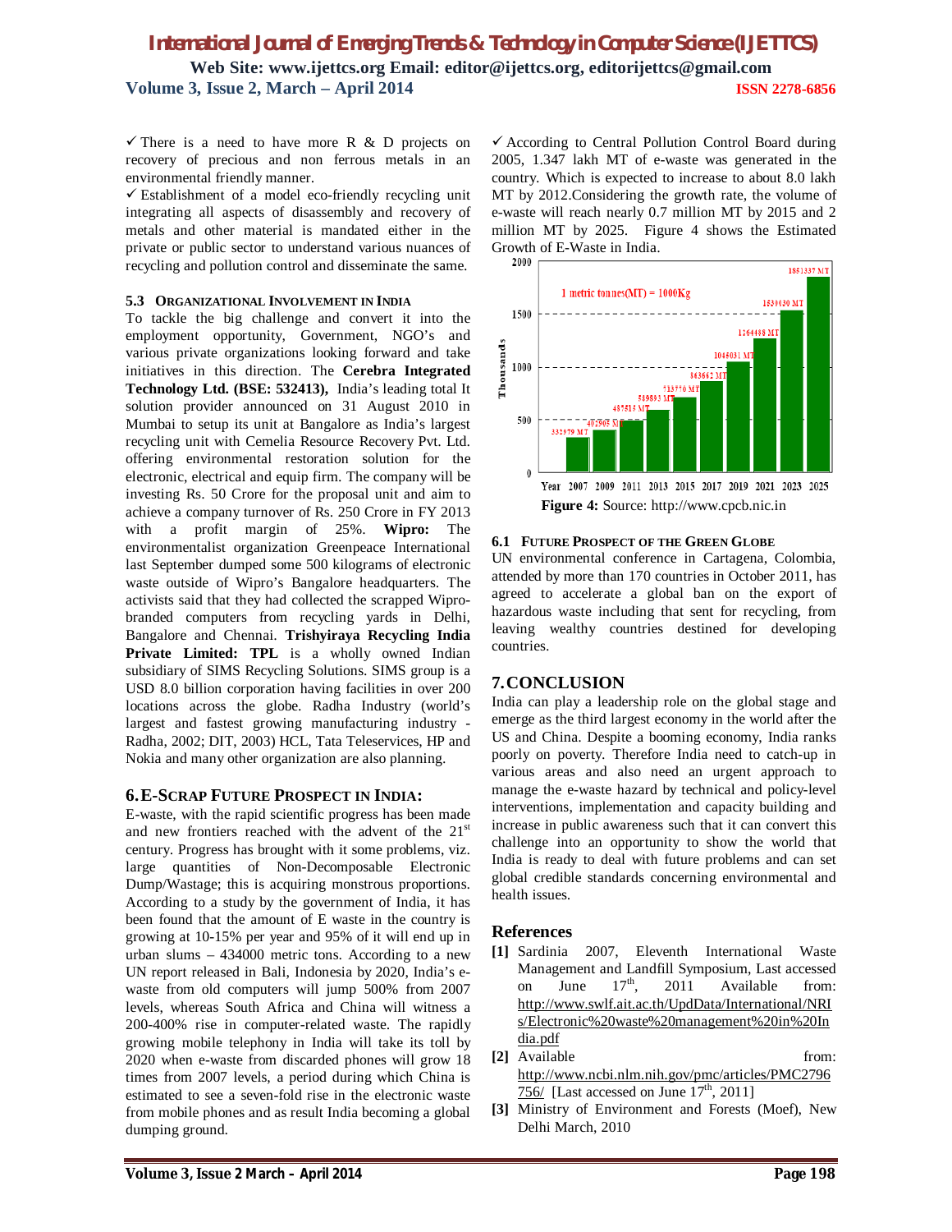✓ There is a need to have more R & D projects on recovery of precious and non ferrous metals in an environmental friendly manner.

✓ Establishment of a model eco-friendly recycling unit integrating all aspects of disassembly and recovery of metals and other material is mandated either in the private or public sector to understand various nuances of recycling and pollution control and disseminate the same.

### 5.3 Organizational Involvement in India

To tackle the big challenge and convert it into the employment opportunity, Government, NGO's and various private organizations looking forward and take initiatives in this direction. The **Cerebra Integrated Technology Ltd. (BSE: 532413),** India's leading total It solution provider announced on 31 August 2010 in Mumbai to setup its unit at Bangalore as India's largest recycling unit with Cemelia Resource Recovery Pvt. Ltd. offering environmental restoration solution for the electronic, electrical and equip firm. The company will be investing Rs. 50 Crore for the proposal unit and aim to achieve a company turnover of Rs. 250 Crore in FY 2013 with a profit margin of 25%. **Wipro:** The environmentalist organization Greenpeace International last September dumped some 500 kilograms of electronic waste outside of Wipro's Bangalore headquarters. The activists said that they had collected the scrapped Wipro-branded computers from recycling yards in Delhi, Bangalore and Chennai. **Trishyiraya Recycling India Private Limited: TPL** is a wholly owned Indian subsidiary of SIMS Recycling Solutions. SIMS group is a USD 8.0 billion corporation having facilities in over 200 locations across the globe. Radha Industry (world's largest and fastest growing manufacturing industry - Radha, 2002; DIT, 2003) HCL, Tata Teleservices, HP and Nokia and many other organization are also planning.

## 6. E-Scrap Future Prospect in India:

E-waste, with the rapid scientific progress has been made and new frontiers reached with the advent of the 21st century. Progress has brought with it some problems, viz. large quantities of Non-Decomposable Electronic Dump/Wastage; this is acquiring monstrous proportions. According to a study by the government of India, it has been found that the amount of E waste in the country is growing at 10-15% per year and 95% of it will end up in urban slums – 434000 metric tons. According to a new UN report released in Bali, Indonesia by 2020, India's e-waste from old computers will jump 500% from 2007 levels, whereas South Africa and China will witness a 200-400% rise in computer-related waste. The rapidly growing mobile telephony in India will take its toll by 2020 when e-waste from discarded phones will grow 18 times from 2007 levels, a period during which China is estimated to see a seven-fold rise in the electronic waste from mobile phones and as result India becoming a global dumping ground.

✓ According to Central Pollution Control Board during 2005, 1.347 lakh MT of e-waste was generated in the country. Which is expected to increase to about 8.0 lakh MT by 2012.Considering the growth rate, the volume of e-waste will reach nearly 0.7 million MT by 2015 and 2 million MT by 2025. Figure 4 shows the Estimated Growth of E-Waste in India.

1 metric tonnes(MT) = 1000Kg

Thousands

0
500
1000
1500
2000

Year 2007 2009 2011 2013 2015 2017 2019 2021 2023 2025

332979 MT
402905 MT
487515 MT
589893 MT
713770 MT
863662 MT
1045031 MT
1264488 MT
1530030 MT
1851337 MT

**Figure 4:** Source: http://www.cpcb.nic.in

### 6.1 Future Prospect of the Green Globe

UN environmental conference in Cartagena, Colombia, attended by more than 170 countries in October 2011, has agreed to accelerate a global ban on the export of hazardous waste including that sent for recycling, from leaving wealthy countries destined for developing countries.

## 7. CONCLUSION

India can play a leadership role on the global stage and emerge as the third largest economy in the world after the US and China. Despite a booming economy, India ranks poorly on poverty. Therefore India need to catch-up in various areas and also need an urgent approach to manage the e-waste hazard by technical and policy-level interventions, implementation and capacity building and increase in public awareness such that it can convert this challenge into an opportunity to show the world that India is ready to deal with future problems and can set global credible standards concerning environmental and health issues.

## References

**[1]** Sardinia 2007, Eleventh International Waste Management and Landfill Symposium, Last accessed on June 17th, 2011 Available from: http://www.swlf.ait.ac.th/UpdData/International/NRIs/Electronic%20waste%20management%20in%20India.pdf

**[2]** Available from: http://www.ncbi.nlm.nih.gov/pmc/articles/PMC2796756/ [Last accessed on June 17th, 2011]

**[3]** Ministry of Environment and Forests (Moef), New Delhi March, 2010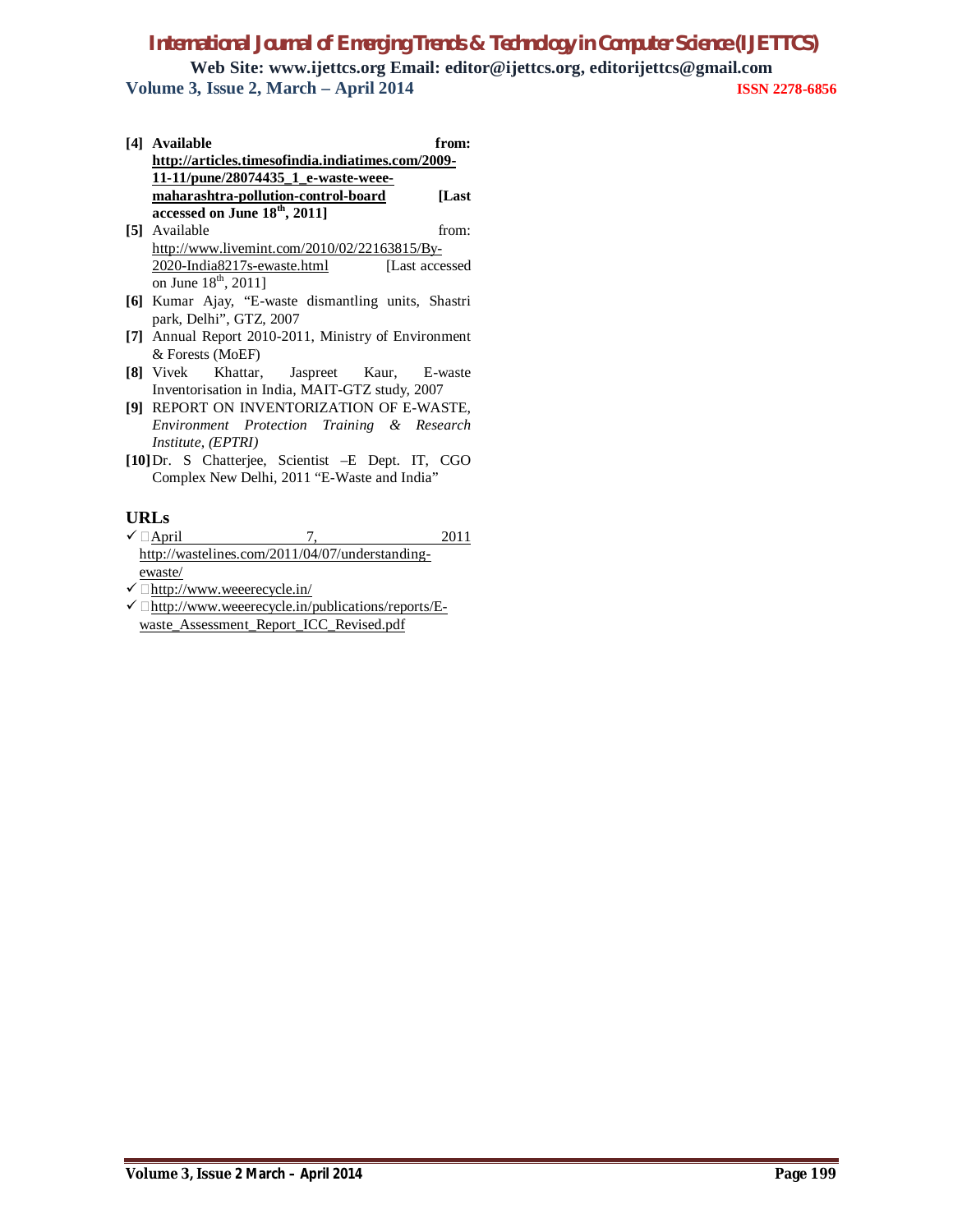**[4]** **Available from: http://articles.timesofindia.indiatimes.com/2009-11-11/pune/28074435_1_e-waste-weee-maharashtra-pollution-control-board [Last accessed on June 18th, 2011]**

**[5]** Available from: http://www.livemint.com/2010/02/22163815/By-2020-India8217s-ewaste.html [Last accessed on June 18th, 2011]

**[6]** Kumar Ajay, "E-waste dismantling units, Shastri park, Delhi", GTZ, 2007

**[7]** Annual Report 2010-2011, Ministry of Environment & Forests (MoEF)

**[8]** Vivek Khattar, Jaspreet Kaur, E-waste Inventorisation in India, MAIT-GTZ study, 2007

**[9]** REPORT ON INVENTORIZATION OF E-WASTE, *Environment Protection Training & Research Institute, (EPTRI)*

**[10]** Dr. S Chatterjee, Scientist –E Dept. IT, CGO Complex New Delhi, 2011 "E-Waste and India"

## URLs

- ✓ April 7, 2011 http://wastelines.com/2011/04/07/understanding-ewaste/
- ✓ http://www.weeerecycle.in/
- ✓ http://www.weeerecycle.in/publications/reports/E-waste_Assessment_Report_ICC_Revised.pdf